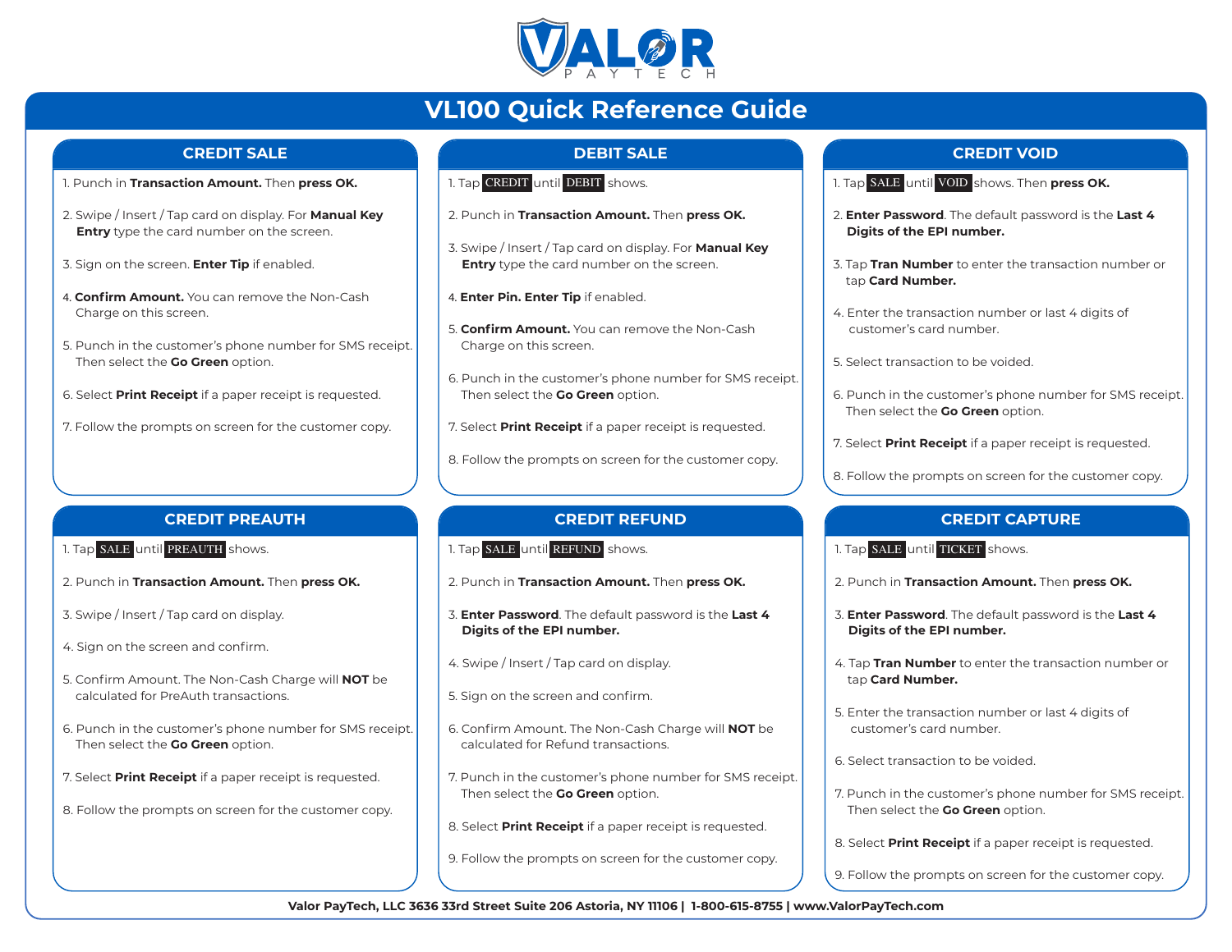# VALOR PAYTECH

# VL100 Quick Reference Guide

## CREDIT SALE

1. Punch in **Transaction Amount.** Then **press OK.**
2. Swipe / Insert / Tap card on display. For **Manual Key Entry** type the card number on the screen.
3. Sign on the screen. **Enter Tip** if enabled.
4. **Confirm Amount.** You can remove the Non-Cash Charge on this screen.
5. Punch in the customer's phone number for SMS receipt. Then select the **Go Green** option.
6. Select **Print Receipt** if a paper receipt is requested.
7. Follow the prompts on screen for the customer copy.

## DEBIT SALE

1. Tap CREDIT until DEBIT shows.
2. Punch in **Transaction Amount.** Then **press OK.**
3. Swipe / Insert / Tap card on display. For **Manual Key Entry** type the card number on the screen.
4. **Enter Pin. Enter Tip** if enabled.
5. **Confirm Amount.** You can remove the Non-Cash Charge on this screen.
6. Punch in the customer's phone number for SMS receipt. Then select the **Go Green** option.
7. Select **Print Receipt** if a paper receipt is requested.
8. Follow the prompts on screen for the customer copy.

## CREDIT VOID

1. Tap SALE until VOID shows. Then **press OK.**
2. **Enter Password**. The default password is the **Last 4 Digits of the EPI number.**
3. Tap **Tran Number** to enter the transaction number or tap **Card Number.**
4. Enter the transaction number or last 4 digits of customer's card number.
5. Select transaction to be voided.
6. Punch in the customer's phone number for SMS receipt. Then select the **Go Green** option.
7. Select **Print Receipt** if a paper receipt is requested.
8. Follow the prompts on screen for the customer copy.

## CREDIT PREAUTH

1. Tap SALE until PREAUTH shows.
2. Punch in **Transaction Amount.** Then **press OK.**
3. Swipe / Insert / Tap card on display.
4. Sign on the screen and confirm.
5. Confirm Amount. The Non-Cash Charge will **NOT** be calculated for PreAuth transactions.
6. Punch in the customer's phone number for SMS receipt. Then select the **Go Green** option.
7. Select **Print Receipt** if a paper receipt is requested.
8. Follow the prompts on screen for the customer copy.

## CREDIT REFUND

1. Tap SALE until REFUND shows.
2. Punch in **Transaction Amount.** Then **press OK.**
3. **Enter Password**. The default password is the **Last 4 Digits of the EPI number.**
4. Swipe / Insert / Tap card on display.
5. Sign on the screen and confirm.
6. Confirm Amount. The Non-Cash Charge will **NOT** be calculated for Refund transactions.
7. Punch in the customer's phone number for SMS receipt. Then select the **Go Green** option.
8. Select **Print Receipt** if a paper receipt is requested.
9. Follow the prompts on screen for the customer copy.

## CREDIT CAPTURE

1. Tap SALE until TICKET shows.
2. Punch in **Transaction Amount.** Then **press OK.**
3. **Enter Password**. The default password is the **Last 4 Digits of the EPI number.**
4. Tap **Tran Number** to enter the transaction number or tap **Card Number.**
5. Enter the transaction number or last 4 digits of customer's card number.
6. Select transaction to be voided.
7. Punch in the customer's phone number for SMS receipt. Then select the **Go Green** option.
8. Select **Print Receipt** if a paper receipt is requested.
9. Follow the prompts on screen for the customer copy.

**Valor PayTech, LLC 3636 33rd Street Suite 206 Astoria, NY 11106 | 1-800-615-8755 | www.ValorPayTech.com**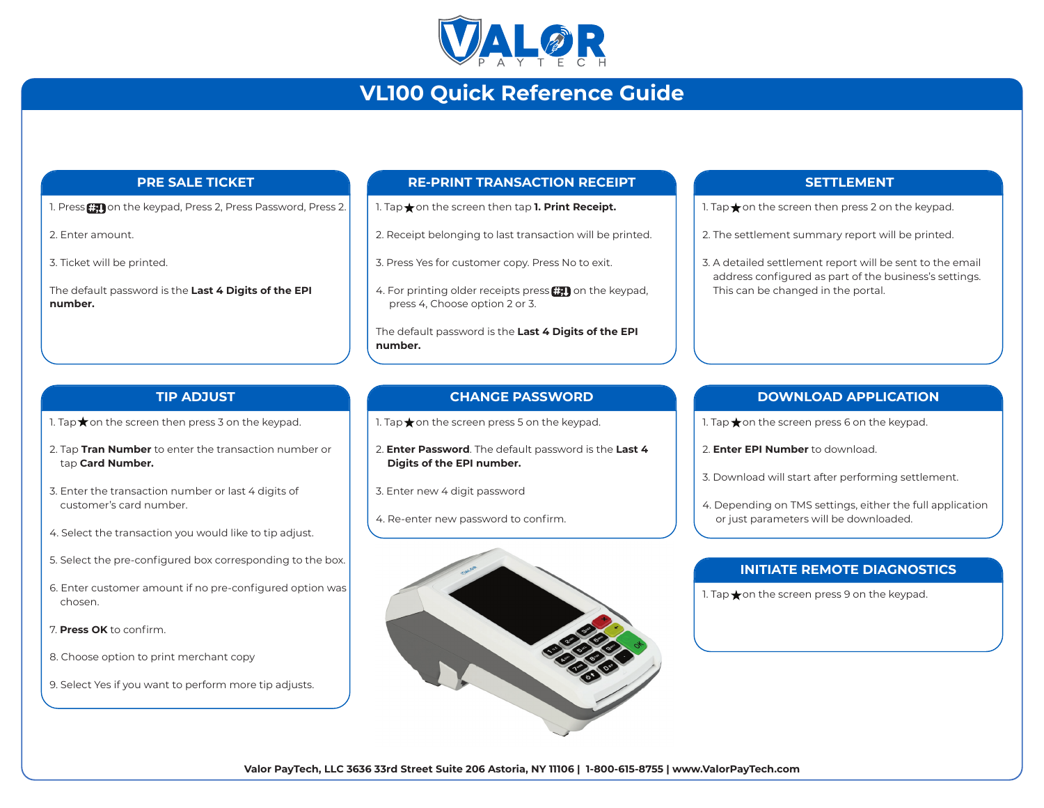# VL100 Quick Reference Guide

## PRE SALE TICKET

1. Press #;↓ on the keypad, Press 2, Press Password, Press 2.
2. Enter amount.
3. Ticket will be printed.

The default password is the **Last 4 Digits of the EPI number.**

## RE-PRINT TRANSACTION RECEIPT

1. Tap ★ on the screen then tap **1. Print Receipt.**
2. Receipt belonging to last transaction will be printed.
3. Press Yes for customer copy. Press No to exit.
4. For printing older receipts press #;↓ on the keypad, press 4, Choose option 2 or 3.

The default password is the **Last 4 Digits of the EPI number.**

## SETTLEMENT

1. Tap ★ on the screen then press 2 on the keypad.
2. The settlement summary report will be printed.
3. A detailed settlement report will be sent to the email address configured as part of the business's settings. This can be changed in the portal.

## TIP ADJUST

1. Tap ★ on the screen then press 3 on the keypad.
2. Tap **Tran Number** to enter the transaction number or tap **Card Number.**
3. Enter the transaction number or last 4 digits of customer's card number.
4. Select the transaction you would like to tip adjust.
5. Select the pre-configured box corresponding to the box.
6. Enter customer amount if no pre-configured option was chosen.
7. **Press OK** to confirm.
8. Choose option to print merchant copy
9. Select Yes if you want to perform more tip adjusts.

## CHANGE PASSWORD

1. Tap ★ on the screen press 5 on the keypad.
2. **Enter Password**. The default password is the **Last 4 Digits of the EPI number.**
3. Enter new 4 digit password
4. Re-enter new password to confirm.

## DOWNLOAD APPLICATION

1. Tap ★ on the screen press 6 on the keypad.
2. **Enter EPI Number** to download.
3. Download will start after performing settlement.
4. Depending on TMS settings, either the full application or just parameters will be downloaded.

## INITIATE REMOTE DIAGNOSTICS

1. Tap ★ on the screen press 9 on the keypad.

**Valor PayTech, LLC 3636 33rd Street Suite 206 Astoria, NY 11106 | 1-800-615-8755 | www.ValorPayTech.com**